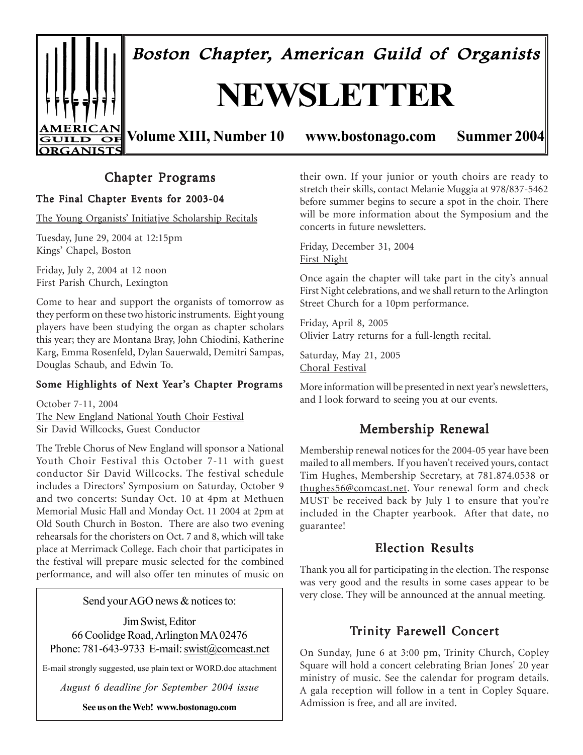# Boston Chapter, American Guild of Organists

# NEWSLETTER

**Volume XIII, Number 10 www.bostonago.com Summer 2004**

## Chapter Programs

### The Final Chapter Events for 2003-04

The Young Organists' Initiative Scholarship Recitals

Tuesday, June 29, 2004 at 12:15pm
Kings' Chapel, Boston

Friday, July 2, 2004 at 12 noon
First Parish Church, Lexington

Come to hear and support the organists of tomorrow as they perform on these two historic instruments. Eight young players have been studying the organ as chapter scholars this year; they are Montana Bray, John Chiodini, Katherine Karg, Emma Rosenfeld, Dylan Sauerwald, Demitri Sampas, Douglas Schaub, and Edwin To.

### Some Highlights of Next Year's Chapter Programs

October 7-11, 2004
The New England National Youth Choir Festival
Sir David Willcocks, Guest Conductor

The Treble Chorus of New England will sponsor a National Youth Choir Festival this October 7-11 with guest conductor Sir David Willcocks. The festival schedule includes a Directors' Symposium on Saturday, October 9 and two concerts: Sunday Oct. 10 at 4pm at Methuen Memorial Music Hall and Monday Oct. 11 2004 at 2pm at Old South Church in Boston. There are also two evening rehearsals for the choristers on Oct. 7 and 8, which will take place at Merrimack College. Each choir that participates in the festival will prepare music selected for the combined performance, and will also offer ten minutes of music on their own. If your junior or youth choirs are ready to stretch their skills, contact Melanie Muggia at 978/837-5462 before summer begins to secure a spot in the choir. There will be more information about the Symposium and the concerts in future newsletters.

Friday, December 31, 2004
First Night

Once again the chapter will take part in the city's annual First Night celebrations, and we shall return to the Arlington Street Church for a 10pm performance.

Friday, April 8, 2005
Olivier Latry returns for a full-length recital.

Saturday, May 21, 2005
Choral Festival

More information will be presented in next year's newsletters, and I look forward to seeing you at our events.

Send your AGO news & notices to:

Jim Swist, Editor
66 Coolidge Road, Arlington MA 02476
Phone: 781-643-9733 E-mail: swist@comcast.net

E-mail strongly suggested, use plain text or WORD.doc attachment

*August 6 deadline for September 2004 issue*

**See us on the Web! www.bostonago.com**

## Membership Renewal

Membership renewal notices for the 2004-05 year have been mailed to all members. If you haven't received yours, contact Tim Hughes, Membership Secretary, at 781.874.0538 or thughes56@comcast.net. Your renewal form and check MUST be received back by July 1 to ensure that you're included in the Chapter yearbook. After that date, no guarantee!

## Election Results

Thank you all for participating in the election. The response was very good and the results in some cases appear to be very close. They will be announced at the annual meeting.

## Trinity Farewell Concert

On Sunday, June 6 at 3:00 pm, Trinity Church, Copley Square will hold a concert celebrating Brian Jones' 20 year ministry of music. See the calendar for program details. A gala reception will follow in a tent in Copley Square. Admission is free, and all are invited.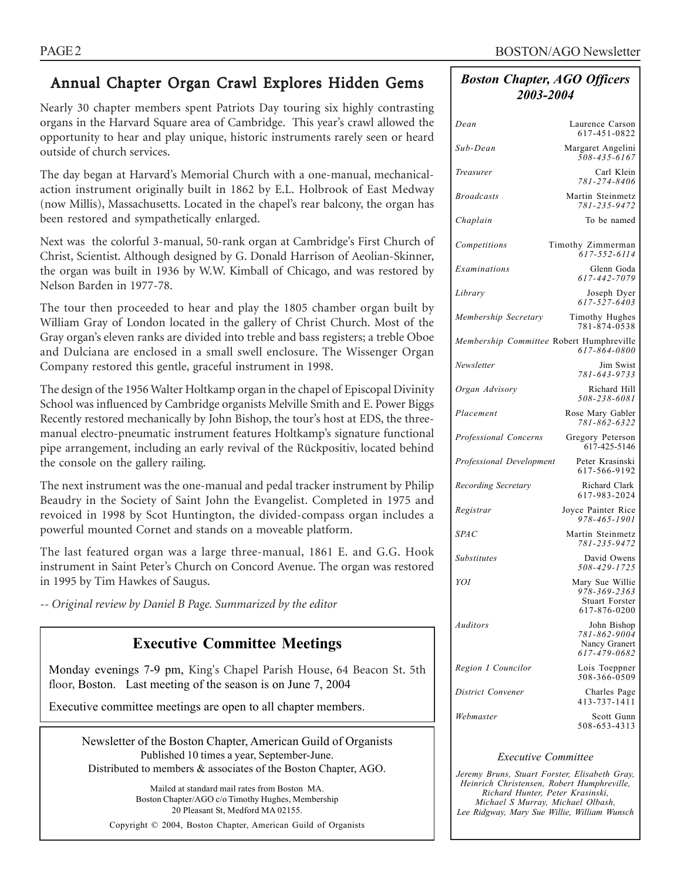## Annual Chapter Organ Crawl Explores Hidden Gems

Nearly 30 chapter members spent Patriots Day touring six highly contrasting organs in the Harvard Square area of Cambridge. This year's crawl allowed the opportunity to hear and play unique, historic instruments rarely seen or heard outside of church services.

The day began at Harvard's Memorial Church with a one-manual, mechanical-action instrument originally built in 1862 by E.L. Holbrook of East Medway (now Millis), Massachusetts. Located in the chapel's rear balcony, the organ has been restored and sympathetically enlarged.

Next was the colorful 3-manual, 50-rank organ at Cambridge's First Church of Christ, Scientist. Although designed by G. Donald Harrison of Aeolian-Skinner, the organ was built in 1936 by W.W. Kimball of Chicago, and was restored by Nelson Barden in 1977-78.

The tour then proceeded to hear and play the 1805 chamber organ built by William Gray of London located in the gallery of Christ Church. Most of the Gray organ's eleven ranks are divided into treble and bass registers; a treble Oboe and Dulciana are enclosed in a small swell enclosure. The Wissenger Organ Company restored this gentle, graceful instrument in 1998.

The design of the 1956 Walter Holtkamp organ in the chapel of Episcopal Divinity School was influenced by Cambridge organists Melville Smith and E. Power Biggs Recently restored mechanically by John Bishop, the tour's host at EDS, the three-manual electro-pneumatic instrument features Holtkamp's signature functional pipe arrangement, including an early revival of the Rückpositiv, located behind the console on the gallery railing.

The next instrument was the one-manual and pedal tracker instrument by Philip Beaudry in the Society of Saint John the Evangelist. Completed in 1975 and revoiced in 1998 by Scot Huntington, the divided-compass organ includes a powerful mounted Cornet and stands on a moveable platform.

The last featured organ was a large three-manual, 1861 E. and G.G. Hook instrument in Saint Peter's Church on Concord Avenue. The organ was restored in 1995 by Tim Hawkes of Saugus.

*-- Original review by Daniel B Page. Summarized by the editor*

## Executive Committee Meetings

Monday evenings 7-9 pm, King's Chapel Parish House, 64 Beacon St. 5th floor, Boston. Last meeting of the season is on June 7, 2004

Executive committee meetings are open to all chapter members.

Newsletter of the Boston Chapter, American Guild of Organists
Published 10 times a year, September-June.
Distributed to members & associates of the Boston Chapter, AGO.

Mailed at standard mail rates from Boston MA.
Boston Chapter/AGO c/o Timothy Hughes, Membership
20 Pleasant St, Medford MA 02155.

Copyright © 2004, Boston Chapter, American Guild of Organists

## *Boston Chapter, AGO Officers 2003-2004*

| | |
|---|---|
| *Dean* | Laurence Carson 617-451-0822 |
| *Sub-Dean* | Margaret Angelini *508-435-6167* |
| *Treasurer* | Carl Klein *781-274-8406* |
| *Broadcasts* | Martin Steinmetz *781-235-9472* |
| *Chaplain* | To be named |
| *Competitions* | Timothy Zimmerman *617-552-6114* |
| *Examinations* | Glenn Goda *617-442-7079* |
| *Library* | Joseph Dyer *617-527-6403* |
| *Membership Secretary* | Timothy Hughes 781-874-0538 |
| *Membership Committee* | Robert Humphreville *617-864-0800* |
| *Newsletter* | Jim Swist *781-643-9733* |
| *Organ Advisory* | Richard Hill *508-238-6081* |
| *Placement* | Rose Mary Gabler *781-862-6322* |
| *Professional Concerns* | Gregory Peterson 617-425-5146 |
| *Professional Development* | Peter Krasinski 617-566-9192 |
| *Recording Secretary* | Richard Clark 617-983-2024 |
| *Registrar* | Joyce Painter Rice *978-465-1901* |
| *SPAC* | Martin Steinmetz *781-235-9472* |
| *Substitutes* | David Owens *508-429-1725* |
| *YOI* | Mary Sue Willie *978-369-2363*; Stuart Forster 617-876-0200 |
| *Auditors* | John Bishop *781-862-9004*; Nancy Granert *617-479-0682* |
| *Region I Councilor* | Lois Toeppner 508-366-0509 |
| *District Convener* | Charles Page 413-737-1411 |
| *Webmaster* | Scott Gunn 508-653-4313 |

*Executive Committee*

*Jeremy Bruns, Stuart Forster, Elisabeth Gray, Heinrich Christensen, Robert Humphreville, Richard Hunter, Peter Krasinski, Michael S Murray, Michael Olbash, Lee Ridgway, Mary Sue Willie, William Wunsch*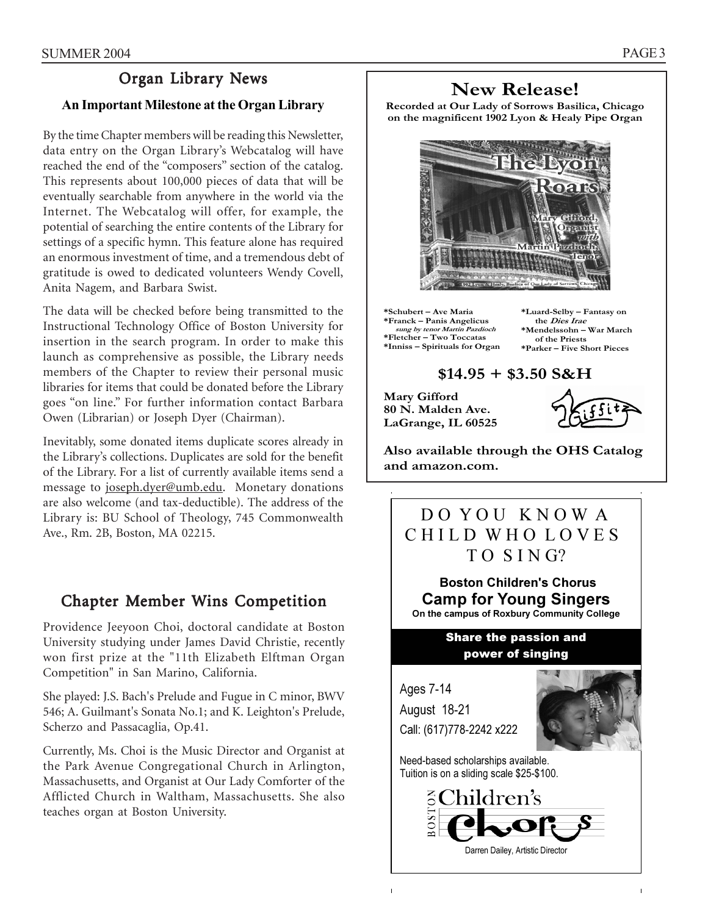## Organ Library News

### An Important Milestone at the Organ Library

By the time Chapter members will be reading this Newsletter, data entry on the Organ Library's Webcatalog will have reached the end of the "composers" section of the catalog. This represents about 100,000 pieces of data that will be eventually searchable from anywhere in the world via the Internet. The Webcatalog will offer, for example, the potential of searching the entire contents of the Library for settings of a specific hymn. This feature alone has required an enormous investment of time, and a tremendous debt of gratitude is owed to dedicated volunteers Wendy Covell, Anita Nagem, and Barbara Swist.

The data will be checked before being transmitted to the Instructional Technology Office of Boston University for insertion in the search program. In order to make this launch as comprehensive as possible, the Library needs members of the Chapter to review their personal music libraries for items that could be donated before the Library goes "on line." For further information contact Barbara Owen (Librarian) or Joseph Dyer (Chairman).

Inevitably, some donated items duplicate scores already in the Library's collections. Duplicates are sold for the benefit of the Library. For a list of currently available items send a message to joseph.dyer@umb.edu. Monetary donations are also welcome (and tax-deductible). The address of the Library is: BU School of Theology, 745 Commonwealth Ave., Rm. 2B, Boston, MA 02215.

## Chapter Member Wins Competition

Providence Jeeyoon Choi, doctoral candidate at Boston University studying under James David Christie, recently won first prize at the "11th Elizabeth Elftman Organ Competition" in San Marino, California.

She played: J.S. Bach's Prelude and Fugue in C minor, BWV 546; A. Guilmant's Sonata No.1; and K. Leighton's Prelude, Scherzo and Passacaglia, Op.41.

Currently, Ms. Choi is the Music Director and Organist at the Park Avenue Congregational Church in Arlington, Massachusetts, and Organist at Our Lady Comforter of the Afflicted Church in Waltham, Massachusetts. She also teaches organ at Boston University.

## New Release!

**Recorded at Our Lady of Sorrows Basilica, Chicago on the magnificent 1902 Lyon & Healy Pipe Organ**

**The Lyon Roars**

Mary Gifford, Organist *with* Martin Pazdioch, Tenor

1902 Lyon & Healy, Basilica of Our Lady of Sorrows, Chicago

- *Schubert – Ave Maria
- *Franck – Panis Angelicus *sung by tenor Martin Pazdioch*
- *Fletcher – Two Toccatas
- *Inniss – Spirituals for Organ
- *Luard-Selby – Fantasy on the *Dies Irae*
- *Mendelssohn – War March of the Priests
- *Parker – Five Short Pieces

**$14.95 + $3.50 S&H**

**Mary Gifford**
**80 N. Malden Ave.**
**LaGrange, IL 60525**

Giffitz

**Also available through the OHS Catalog and amazon.com.**

## DO YOU KNOW A CHILD WHO LOVES TO SING?

**Boston Children's Chorus**

**Camp for Young Singers**

**On the campus of Roxbury Community College**

**Share the passion and power of singing**

Ages 7-14

August 18-21

Call: (617)778-2242 x222

Need-based scholarships available.
Tuition is on a sliding scale $25-$100.

Boston Children's Chorus

Darren Dailey, Artistic Director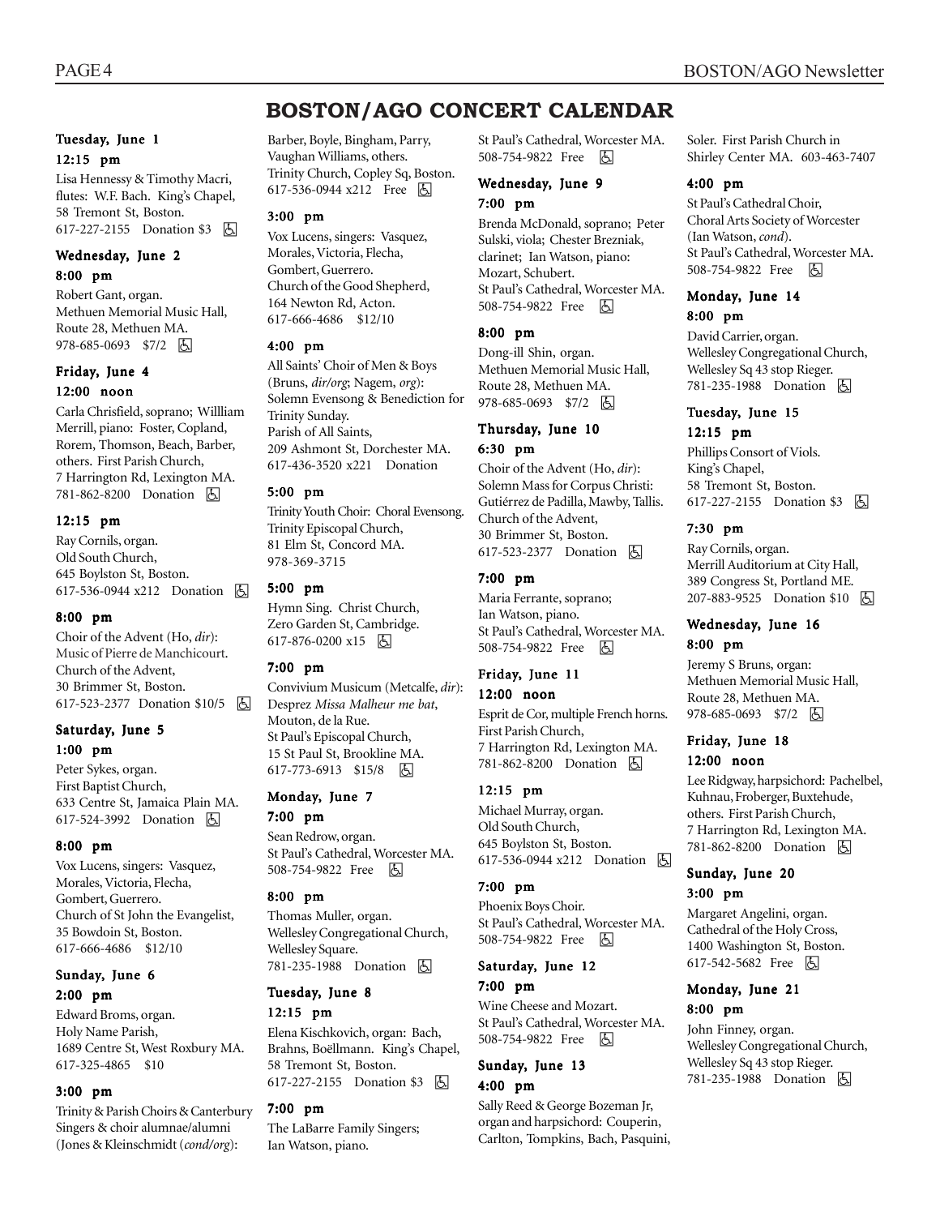# BOSTON/AGO CONCERT CALENDAR

### Tuesday, June 1

**12:15 pm**

Lisa Hennessy & Timothy Macri, flutes: W.F. Bach. King's Chapel, 58 Tremont St, Boston. 617-227-2155 Donation $3 ♿

### Wednesday, June 2

**8:00 pm**

Robert Gant, organ. Methuen Memorial Music Hall, Route 28, Methuen MA. 978-685-0693 $7/2 ♿

### Friday, June 4

**12:00 noon**

Carla Chrisfield, soprano; Willliam Merrill, piano: Foster, Copland, Rorem, Thomson, Beach, Barber, others. First Parish Church, 7 Harrington Rd, Lexington MA. 781-862-8200 Donation ♿

**12:15 pm**

Ray Cornils, organ. Old South Church, 645 Boylston St, Boston. 617-536-0944 x212 Donation ♿

**8:00 pm**

Choir of the Advent (Ho, *dir*): Music of Pierre de Manchicourt. Church of the Advent, 30 Brimmer St, Boston. 617-523-2377 Donation $10/5 ♿

### Saturday, June 5

**1:00 pm**

Peter Sykes, organ. First Baptist Church, 633 Centre St, Jamaica Plain MA. 617-524-3992 Donation ♿

**8:00 pm**

Vox Lucens, singers: Vasquez, Morales, Victoria, Flecha, Gombert, Guerrero. Church of St John the Evangelist, 35 Bowdoin St, Boston. 617-666-4686 $12/10

### Sunday, June 6

**2:00 pm**

Edward Broms, organ. Holy Name Parish, 1689 Centre St, West Roxbury MA. 617-325-4865 $10

**3:00 pm**

Trinity & Parish Choirs & Canterbury Singers & choir alumnae/alumni (Jones & Kleinschmidt (*cond/org*): Barber, Boyle, Bingham, Parry, Vaughan Williams, others. Trinity Church, Copley Sq, Boston. 617-536-0944 x212 Free ♿

**3:00 pm**

Vox Lucens, singers: Vasquez, Morales, Victoria, Flecha, Gombert, Guerrero. Church of the Good Shepherd, 164 Newton Rd, Acton. 617-666-4686 $12/10

**4:00 pm**

All Saints' Choir of Men & Boys (Bruns, *dir/org*; Nagem, *org*): Solemn Evensong & Benediction for Trinity Sunday. Parish of All Saints, 209 Ashmont St, Dorchester MA. 617-436-3520 x221 Donation

**5:00 pm**

Trinity Youth Choir: Choral Evensong. Trinity Episcopal Church, 81 Elm St, Concord MA. 978-369-3715

**5:00 pm**

Hymn Sing. Christ Church, Zero Garden St, Cambridge. 617-876-0200 x15 ♿

**7:00 pm**

Convivium Musicum (Metcalfe, *dir*): Desprez *Missa Malheur me bat*, Mouton, de la Rue. St Paul's Episcopal Church, 15 St Paul St, Brookline MA. 617-773-6913 $15/8 ♿

### Monday, June 7

**7:00 pm**

Sean Redrow, organ. St Paul's Cathedral, Worcester MA. 508-754-9822 Free ♿

**8:00 pm**

Thomas Muller, organ. Wellesley Congregational Church, Wellesley Square. 781-235-1988 Donation ♿

### Tuesday, June 8

**12:15 pm**

Elena Kischkovich, organ: Bach, Brahns, Boëllmann. King's Chapel, 58 Tremont St, Boston. 617-227-2155 Donation $3 ♿

**7:00 pm**

The LaBarre Family Singers; Ian Watson, piano. St Paul's Cathedral, Worcester MA. 508-754-9822 Free ♿

### Wednesday, June 9

**7:00 pm**

Brenda McDonald, soprano; Peter Sulski, viola; Chester Brezniak, clarinet; Ian Watson, piano: Mozart, Schubert. St Paul's Cathedral, Worcester MA. 508-754-9822 Free ♿

**8:00 pm**

Dong-ill Shin, organ. Methuen Memorial Music Hall, Route 28, Methuen MA. 978-685-0693 $7/2 ♿

### Thursday, June 10

**6:30 pm**

Choir of the Advent (Ho, *dir*): Solemn Mass for Corpus Christi: Gutiérrez de Padilla, Mawby, Tallis. Church of the Advent, 30 Brimmer St, Boston. 617-523-2377 Donation ♿

**7:00 pm**

Maria Ferrante, soprano; Ian Watson, piano. St Paul's Cathedral, Worcester MA. 508-754-9822 Free ♿

### Friday, June 11

**12:00 noon**

Esprit de Cor, multiple French horns. First Parish Church, 7 Harrington Rd, Lexington MA. 781-862-8200 Donation ♿

**12:15 pm**

Michael Murray, organ. Old South Church, 645 Boylston St, Boston. 617-536-0944 x212 Donation ♿

**7:00 pm**

Phoenix Boys Choir. St Paul's Cathedral, Worcester MA. 508-754-9822 Free ♿

### Saturday, June 12

**7:00 pm**

Wine Cheese and Mozart. St Paul's Cathedral, Worcester MA. 508-754-9822 Free ♿

### Sunday, June 13

**4:00 pm**

Sally Reed & George Bozeman Jr, organ and harpsichord: Couperin, Carlton, Tompkins, Bach, Pasquini, Soler. First Parish Church in Shirley Center MA. 603-463-7407

**4:00 pm**

St Paul's Cathedral Choir, Choral Arts Society of Worcester (Ian Watson, *cond*). St Paul's Cathedral, Worcester MA. 508-754-9822 Free ♿

### Monday, June 14

**8:00 pm**

David Carrier, organ. Wellesley Congregational Church, Wellesley Sq 43 stop Rieger. 781-235-1988 Donation ♿

### Tuesday, June 15

**12:15 pm**

Phillips Consort of Viols. King's Chapel, 58 Tremont St, Boston. 617-227-2155 Donation $3 ♿

**7:30 pm**

Ray Cornils, organ. Merrill Auditorium at City Hall, 389 Congress St, Portland ME. 207-883-9525 Donation $10 ♿

### Wednesday, June 16

**8:00 pm**

Jeremy S Bruns, organ: Methuen Memorial Music Hall, Route 28, Methuen MA. 978-685-0693 $7/2 ♿

### Friday, June 18

**12:00 noon**

Lee Ridgway, harpsichord: Pachelbel, Kuhnau, Froberger, Buxtehude, others. First Parish Church, 7 Harrington Rd, Lexington MA. 781-862-8200 Donation ♿

### Sunday, June 20

**3:00 pm**

Margaret Angelini, organ. Cathedral of the Holy Cross, 1400 Washington St, Boston. 617-542-5682 Free ♿

### Monday, June 21

**8:00 pm**

John Finney, organ. Wellesley Congregational Church, Wellesley Sq 43 stop Rieger. 781-235-1988 Donation ♿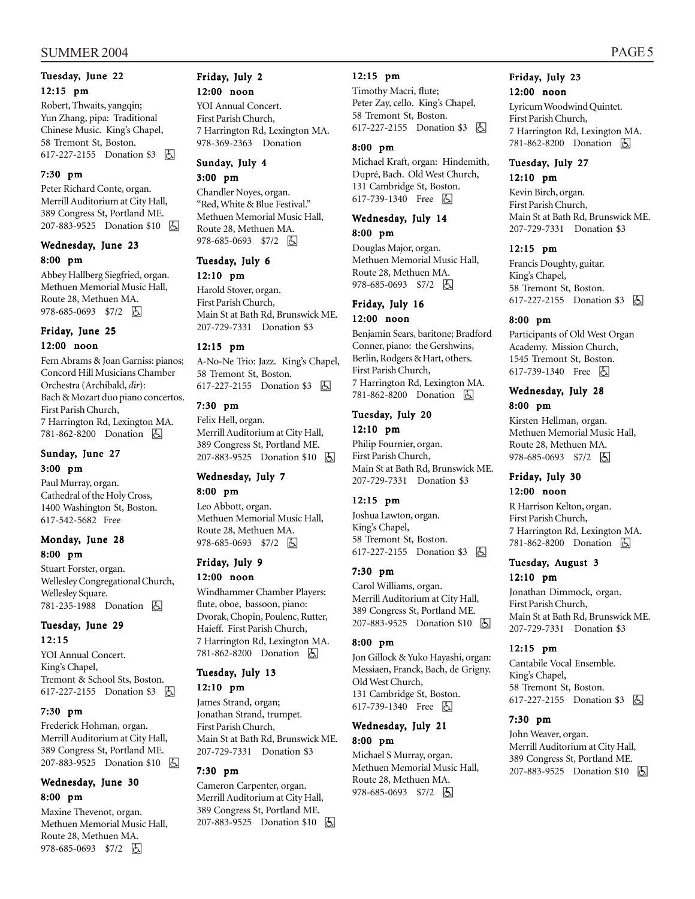### Tuesday, June 22

**12:15 pm**

Robert, Thwaits, yangqin; Yun Zhang, pipa: Traditional Chinese Music. King's Chapel, 58 Tremont St, Boston. 617-227-2155 Donation $3 ♿

**7:30 pm**

Peter Richard Conte, organ. Merrill Auditorium at City Hall, 389 Congress St, Portland ME. 207-883-9525 Donation $10 ♿

### Wednesday, June 23

**8:00 pm**

Abbey Hallberg Siegfried, organ. Methuen Memorial Music Hall, Route 28, Methuen MA. 978-685-0693 $7/2 ♿

### Friday, June 25

**12:00 noon**

Fern Abrams & Joan Garniss: pianos; Concord Hill Musicians Chamber Orchestra (Archibald, *dir*): Bach & Mozart duo piano concertos. First Parish Church, 7 Harrington Rd, Lexington MA. 781-862-8200 Donation ♿

### Sunday, June 27

**3:00 pm**

Paul Murray, organ. Cathedral of the Holy Cross, 1400 Washington St, Boston. 617-542-5682 Free

### Monday, June 28

**8:00 pm**

Stuart Forster, organ. Wellesley Congregational Church, Wellesley Square. 781-235-1988 Donation ♿

### Tuesday, June 29

**12:15**

YOI Annual Concert. King's Chapel, Tremont & School Sts, Boston. 617-227-2155 Donation $3 ♿

**7:30 pm**

Frederick Hohman, organ. Merrill Auditorium at City Hall, 389 Congress St, Portland ME. 207-883-9525 Donation $10 ♿

### Wednesday, June 30

**8:00 pm**

Maxine Thevenot, organ. Methuen Memorial Music Hall, Route 28, Methuen MA. 978-685-0693 $7/2 ♿

### Friday, July 2

**12:00 noon**

YOI Annual Concert. First Parish Church, 7 Harrington Rd, Lexington MA. 978-369-2363 Donation

### Sunday, July 4

**3:00 pm**

Chandler Noyes, organ. "Red, White & Blue Festival." Methuen Memorial Music Hall, Route 28, Methuen MA. 978-685-0693 $7/2 ♿

### Tuesday, July 6

**12:10 pm**

Harold Stover, organ. First Parish Church, Main St at Bath Rd, Brunswick ME. 207-729-7331 Donation $3

**12:15 pm**

A-No-Ne Trio: Jazz. King's Chapel, 58 Tremont St, Boston. 617-227-2155 Donation $3 ♿

**7:30 pm**

Felix Hell, organ. Merrill Auditorium at City Hall, 389 Congress St, Portland ME. 207-883-9525 Donation $10 ♿

### Wednesday, July 7

**8:00 pm**

Leo Abbott, organ. Methuen Memorial Music Hall, Route 28, Methuen MA. 978-685-0693 $7/2 ♿

### Friday, July 9

**12:00 noon**

Windhammer Chamber Players: flute, oboe, bassoon, piano: Dvorak, Chopin, Poulenc, Rutter, Haieff. First Parish Church, 7 Harrington Rd, Lexington MA. 781-862-8200 Donation ♿

### Tuesday, July 13

**12:10 pm**

James Strand, organ; Jonathan Strand, trumpet. First Parish Church, Main St at Bath Rd, Brunswick ME. 207-729-7331 Donation $3

**7:30 pm**

Cameron Carpenter, organ. Merrill Auditorium at City Hall, 389 Congress St, Portland ME. 207-883-9525 Donation $10 ♿

**12:15 pm**

Timothy Macri, flute; Peter Zay, cello. King's Chapel, 58 Tremont St, Boston. 617-227-2155 Donation $3 ♿

**8:00 pm**

Michael Kraft, organ: Hindemith, Dupré, Bach. Old West Church, 131 Cambridge St, Boston. 617-739-1340 Free ♿

### Wednesday, July 14

**8:00 pm**

Douglas Major, organ. Methuen Memorial Music Hall, Route 28, Methuen MA. 978-685-0693 $7/2 ♿

### Friday, July 16

**12:00 noon**

Benjamin Sears, baritone; Bradford Conner, piano: the Gershwins, Berlin, Rodgers & Hart, others. First Parish Church, 7 Harrington Rd, Lexington MA. 781-862-8200 Donation ♿

### Tuesday, July 20

**12:10 pm**

Philip Fournier, organ. First Parish Church, Main St at Bath Rd, Brunswick ME. 207-729-7331 Donation $3

**12:15 pm**

Joshua Lawton, organ. King's Chapel, 58 Tremont St, Boston. 617-227-2155 Donation $3 ♿

**7:30 pm**

Carol Williams, organ. Merrill Auditorium at City Hall, 389 Congress St, Portland ME. 207-883-9525 Donation $10 ♿

**8:00 pm**

Jon Gillock & Yuko Hayashi, organ: Messiaen, Franck, Bach, de Grigny. Old West Church, 131 Cambridge St, Boston. 617-739-1340 Free ♿

### Wednesday, July 21

**8:00 pm**

Michael S Murray, organ. Methuen Memorial Music Hall, Route 28, Methuen MA. 978-685-0693 $7/2 ♿

### Friday, July 23

**12:00 noon**

Lyricum Woodwind Quintet. First Parish Church, 7 Harrington Rd, Lexington MA. 781-862-8200 Donation ♿

### Tuesday, July 27

**12:10 pm**

Kevin Birch, organ. First Parish Church, Main St at Bath Rd, Brunswick ME. 207-729-7331 Donation $3

**12:15 pm**

Francis Doughty, guitar. King's Chapel, 58 Tremont St, Boston. 617-227-2155 Donation $3 ♿

**8:00 pm**

Participants of Old West Organ Academy. Mission Church, 1545 Tremont St, Boston. 617-739-1340 Free ♿

### Wednesday, July 28

**8:00 pm**

Kirsten Hellman, organ. Methuen Memorial Music Hall, Route 28, Methuen MA. 978-685-0693 $7/2 ♿

### Friday, July 30

**12:00 noon**

R Harrison Kelton, organ. First Parish Church, 7 Harrington Rd, Lexington MA. 781-862-8200 Donation ♿

### Tuesday, August 3

**12:10 pm**

Jonathan Dimmock, organ. First Parish Church, Main St at Bath Rd, Brunswick ME. 207-729-7331 Donation $3

**12:15 pm**

Cantabile Vocal Ensemble. King's Chapel, 58 Tremont St, Boston. 617-227-2155 Donation $3 ♿

**7:30 pm**

John Weaver, organ. Merrill Auditorium at City Hall, 389 Congress St, Portland ME. 207-883-9525 Donation $10 ♿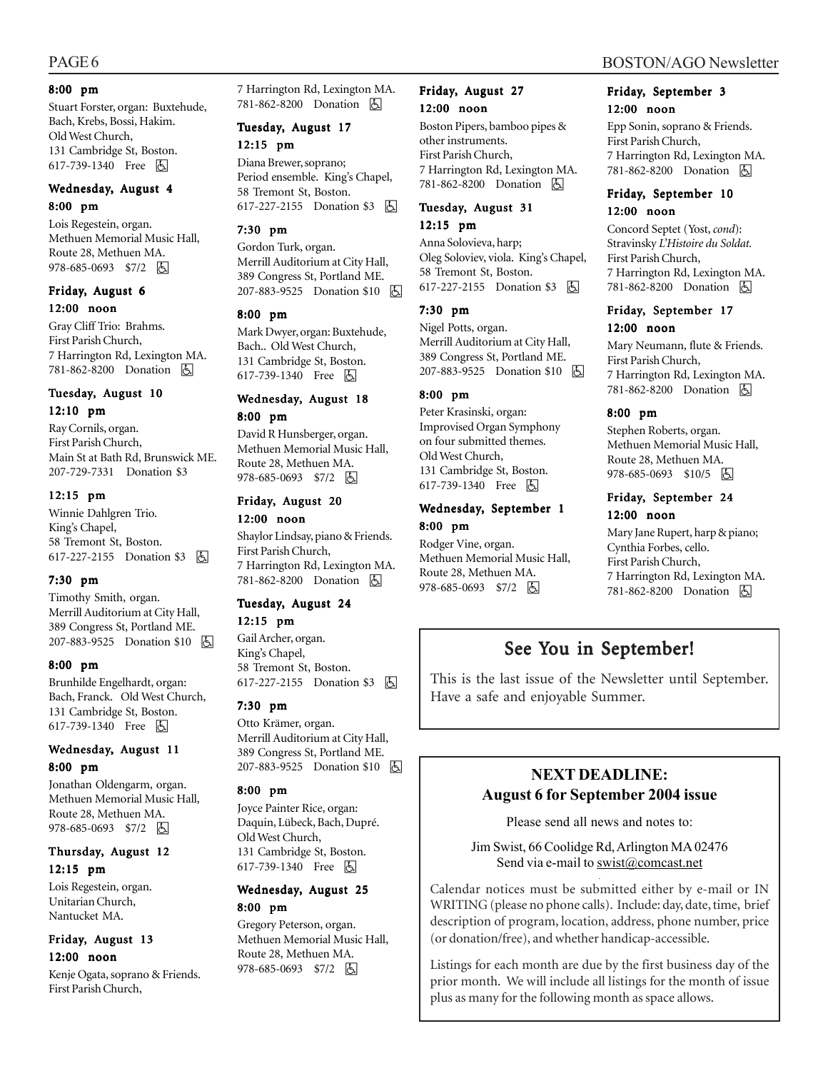**8:00 pm**

Stuart Forster, organ: Buxtehude, Bach, Krebs, Bossi, Hakim. Old West Church, 131 Cambridge St, Boston. 617-739-1340 Free ♿

**Wednesday, August 4**

**8:00 pm**

Lois Regestein, organ. Methuen Memorial Music Hall, Route 28, Methuen MA. 978-685-0693 $7/2 ♿

**Friday, August 6**

**12:00 noon**

Gray Cliff Trio: Brahms. First Parish Church, 7 Harrington Rd, Lexington MA. 781-862-8200 Donation ♿

**Tuesday, August 10**

**12:10 pm**

Ray Cornils, organ. First Parish Church, Main St at Bath Rd, Brunswick ME. 207-729-7331 Donation $3

**12:15 pm**

Winnie Dahlgren Trio. King's Chapel, 58 Tremont St, Boston. 617-227-2155 Donation $3 ♿

**7:30 pm**

Timothy Smith, organ. Merrill Auditorium at City Hall, 389 Congress St, Portland ME. 207-883-9525 Donation $10 ♿

**8:00 pm**

Brunhilde Engelhardt, organ: Bach, Franck. Old West Church, 131 Cambridge St, Boston. 617-739-1340 Free ♿

**Wednesday, August 11**

**8:00 pm**

Jonathan Oldengarm, organ. Methuen Memorial Music Hall, Route 28, Methuen MA. 978-685-0693 $7/2 ♿

**Thursday, August 12**

**12:15 pm**

Lois Regestein, organ. Unitarian Church, Nantucket MA.

**Friday, August 13**

**12:00 noon**

Kenje Ogata, soprano & Friends. First Parish Church, 7 Harrington Rd, Lexington MA. 781-862-8200 Donation ♿

**Tuesday, August 17**

**12:15 pm**

Diana Brewer, soprano; Period ensemble. King's Chapel, 58 Tremont St, Boston. 617-227-2155 Donation $3 ♿

**7:30 pm**

Gordon Turk, organ. Merrill Auditorium at City Hall, 389 Congress St, Portland ME. 207-883-9525 Donation $10 ♿

**8:00 pm**

Mark Dwyer, organ: Buxtehude, Bach.. Old West Church, 131 Cambridge St, Boston. 617-739-1340 Free ♿

**Wednesday, August 18**

**8:00 pm**

David R Hunsberger, organ. Methuen Memorial Music Hall, Route 28, Methuen MA. 978-685-0693 $7/2 ♿

**Friday, August 20**

**12:00 noon**

Shaylor Lindsay, piano & Friends. First Parish Church, 7 Harrington Rd, Lexington MA. 781-862-8200 Donation ♿

**Tuesday, August 24**

**12:15 pm**

Gail Archer, organ. King's Chapel, 58 Tremont St, Boston. 617-227-2155 Donation $3 ♿

**7:30 pm**

Otto Krämer, organ. Merrill Auditorium at City Hall, 389 Congress St, Portland ME. 207-883-9525 Donation $10 ♿

**8:00 pm**

Joyce Painter Rice, organ: Daquin, Lübeck, Bach, Dupré. Old West Church, 131 Cambridge St, Boston. 617-739-1340 Free ♿

**Wednesday, August 25**

**8:00 pm**

Gregory Peterson, organ. Methuen Memorial Music Hall, Route 28, Methuen MA. 978-685-0693 $7/2 ♿

**Friday, August 27**

**12:00 noon**

Boston Pipers, bamboo pipes & other instruments. First Parish Church, 7 Harrington Rd, Lexington MA. 781-862-8200 Donation ♿

**Tuesday, August 31**

**12:15 pm**

Anna Solovieva, harp; Oleg Soloviev, viola. King's Chapel, 58 Tremont St, Boston. 617-227-2155 Donation $3 ♿

**7:30 pm**

Nigel Potts, organ. Merrill Auditorium at City Hall, 389 Congress St, Portland ME. 207-883-9525 Donation $10 ♿

**8:00 pm**

Peter Krasinski, organ: Improvised Organ Symphony on four submitted themes. Old West Church, 131 Cambridge St, Boston. 617-739-1340 Free ♿

**Wednesday, September 1**

**8:00 pm**

Rodger Vine, organ. Methuen Memorial Music Hall, Route 28, Methuen MA. 978-685-0693 $7/2 ♿

**Friday, September 3**

**12:00 noon**

Epp Sonin, soprano & Friends. First Parish Church, 7 Harrington Rd, Lexington MA. 781-862-8200 Donation ♿

**Friday, September 10**

**12:00 noon**

Concord Septet (Yost, *cond*): Stravinsky *L'Histoire du Soldat.* First Parish Church, 7 Harrington Rd, Lexington MA. 781-862-8200 Donation ♿

**Friday, September 17**

**12:00 noon**

Mary Neumann, flute & Friends. First Parish Church, 7 Harrington Rd, Lexington MA. 781-862-8200 Donation ♿

**8:00 pm**

Stephen Roberts, organ. Methuen Memorial Music Hall, Route 28, Methuen MA. 978-685-0693 $10/5 ♿

**Friday, September 24**

**12:00 noon**

Mary Jane Rupert, harp & piano; Cynthia Forbes, cello. First Parish Church, 7 Harrington Rd, Lexington MA. 781-862-8200 Donation ♿

## See You in September!

This is the last issue of the Newsletter until September. Have a safe and enjoyable Summer.

## NEXT DEADLINE: August 6 for September 2004 issue

Please send all news and notes to:

Jim Swist, 66 Coolidge Rd, Arlington MA 02476
Send via e-mail to swist@comcast.net

Calendar notices must be submitted either by e-mail or IN WRITING (please no phone calls). Include: day, date, time, brief description of program, location, address, phone number, price (or donation/free), and whether handicap-accessible.

Listings for each month are due by the first business day of the prior month. We will include all listings for the month of issue plus as many for the following month as space allows.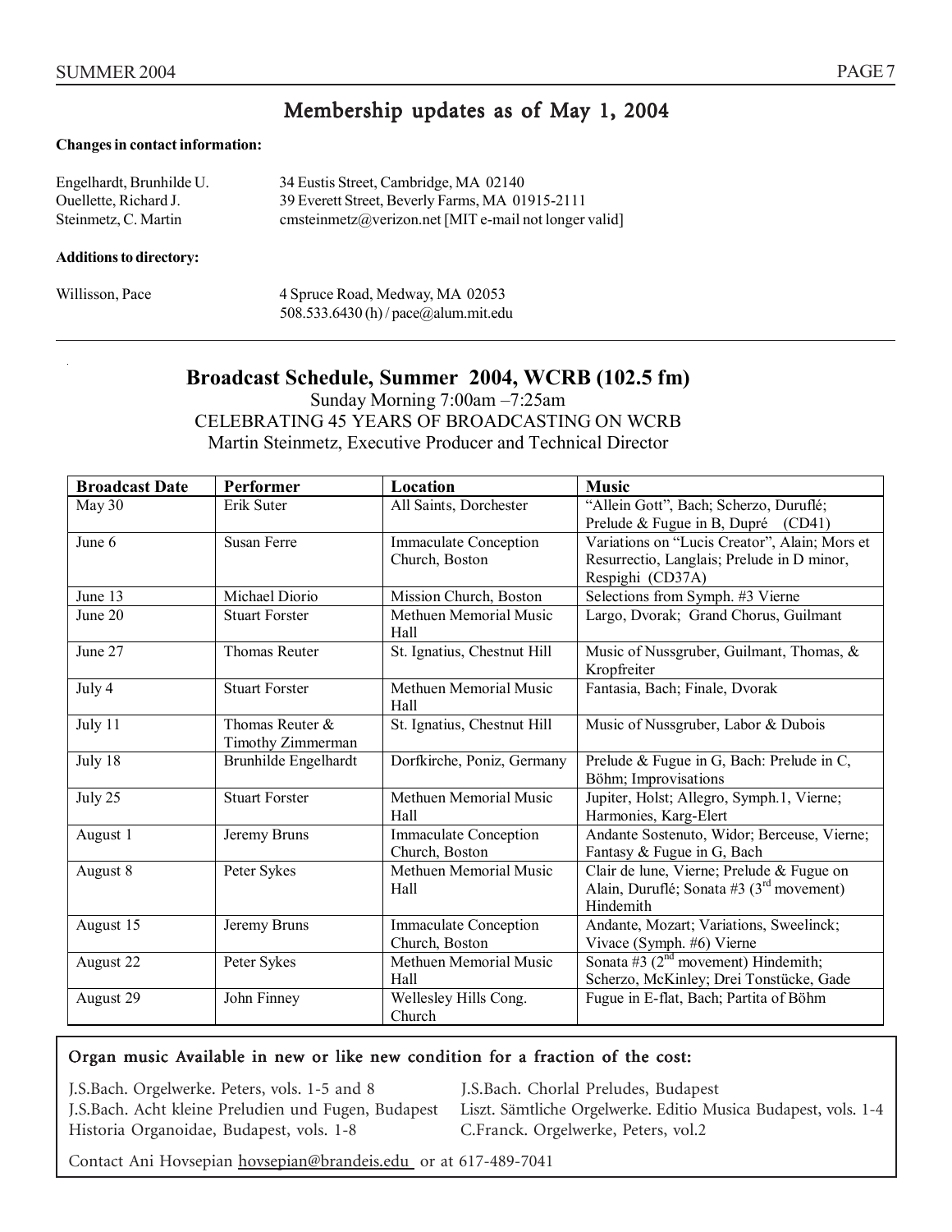## Membership updates as of May 1, 2004

**Changes in contact information:**

Engelhardt, Brunhilde U. — 34 Eustis Street, Cambridge, MA 02140
Ouellette, Richard J. — 39 Everett Street, Beverly Farms, MA 01915-2111
Steinmetz, C. Martin — cmsteinmetz@verizon.net [MIT e-mail not longer valid]

**Additions to directory:**

Willisson, Pace — 4 Spruce Road, Medway, MA 02053
508.533.6430 (h) / pace@alum.mit.edu

---

## Broadcast Schedule, Summer 2004, WCRB (102.5 fm)

Sunday Morning 7:00am –7:25am
CELEBRATING 45 YEARS OF BROADCASTING ON WCRB
Martin Steinmetz, Executive Producer and Technical Director

| Broadcast Date | Performer | Location | Music |
|---|---|---|---|
| May 30 | Erik Suter | All Saints, Dorchester | "Allein Gott", Bach; Scherzo, Duruflé; Prelude & Fugue in B, Dupré (CD41) |
| June 6 | Susan Ferre | Immaculate Conception Church, Boston | Variations on "Lucis Creator", Alain; Mors et Resurrectio, Langlais; Prelude in D minor, Respighi (CD37A) |
| June 13 | Michael Diorio | Mission Church, Boston | Selections from Symph. #3 Vierne |
| June 20 | Stuart Forster | Methuen Memorial Music Hall | Largo, Dvorak; Grand Chorus, Guilmant |
| June 27 | Thomas Reuter | St. Ignatius, Chestnut Hill | Music of Nussgruber, Guilmant, Thomas, & Kropfreiter |
| July 4 | Stuart Forster | Methuen Memorial Music Hall | Fantasia, Bach; Finale, Dvorak |
| July 11 | Thomas Reuter & Timothy Zimmerman | St. Ignatius, Chestnut Hill | Music of Nussgruber, Labor & Dubois |
| July 18 | Brunhilde Engelhardt | Dorfkirche, Poniz, Germany | Prelude & Fugue in G, Bach: Prelude in C, Böhm; Improvisations |
| July 25 | Stuart Forster | Methuen Memorial Music Hall | Jupiter, Holst; Allegro, Symph.1, Vierne; Harmonies, Karg-Elert |
| August 1 | Jeremy Bruns | Immaculate Conception Church, Boston | Andante Sostenuto, Widor; Berceuse, Vierne; Fantasy & Fugue in G, Bach |
| August 8 | Peter Sykes | Methuen Memorial Music Hall | Clair de lune, Vierne; Prelude & Fugue on Alain, Duruflé; Sonata #3 (3rd movement) Hindemith |
| August 15 | Jeremy Bruns | Immaculate Conception Church, Boston | Andante, Mozart; Variations, Sweelinck; Vivace (Symph. #6) Vierne |
| August 22 | Peter Sykes | Methuen Memorial Music Hall | Sonata #3 (2nd movement) Hindemith; Scherzo, McKinley; Drei Tonstücke, Gade |
| August 29 | John Finney | Wellesley Hills Cong. Church | Fugue in E-flat, Bach; Partita of Böhm |

---

**Organ music Available in new or like new condition for a fraction of the cost:**

J.S.Bach. Orgelwerke. Peters, vols. 1-5 and 8
J.S.Bach. Acht kleine Preludien und Fugen, Budapest
Historia Organoidae, Budapest, vols. 1-8
J.S.Bach. Chorlal Preludes, Budapest
Liszt. Sämtliche Orgelwerke. Editio Musica Budapest, vols. 1-4
C.Franck. Orgelwerke, Peters, vol.2

Contact Ani Hovsepian hovsepian@brandeis.edu or at 617-489-7041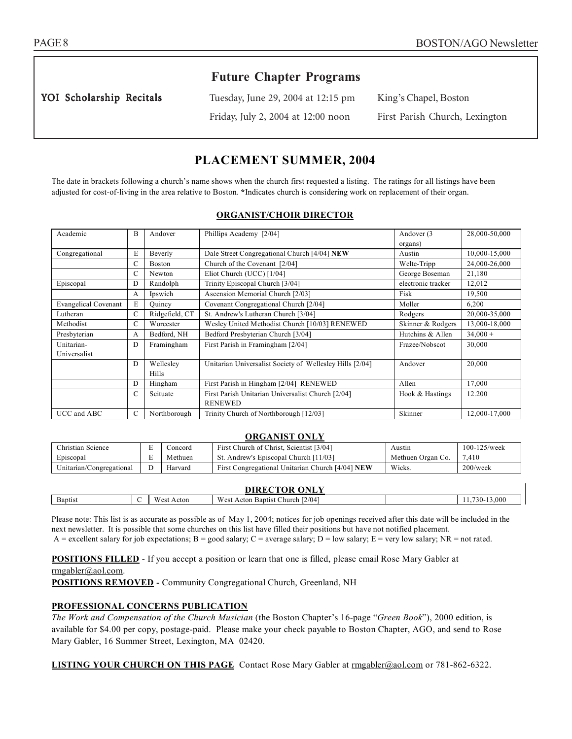## Future Chapter Programs

| | | |
|---|---|---|
| **YOI Scholarship Recitals** | Tuesday, June 29, 2004 at 12:15 pm | King's Chapel, Boston |
| | Friday, July 2, 2004 at 12:00 noon | First Parish Church, Lexington |

# PLACEMENT SUMMER, 2004

The date in brackets following a church's name shows when the church first requested a listing. The ratings for all listings have been adjusted for cost-of-living in the area relative to Boston. *Indicates church is considering work on replacement of their organ.

### ORGANIST/CHOIR DIRECTOR

| | | | | | |
|---|---|---|---|---|---|
| Academic | B | Andover | Phillips Academy [2/04] | Andover (3 organs) | 28,000-50,000 |
| Congregational | E | Beverly | Dale Street Congregational Church [4/04] **NEW** | Austin | 10,000-15,000 |
| | C | Boston | Church of the Covenant [2/04] | Welte-Tripp | 24,000-26,000 |
| | C | Newton | Eliot Church (UCC) [1/04] | George Boseman | 21,180 |
| Episcopal | D | Randolph | Trinity Episcopal Church [3/04] | electronic tracker | 12,012 |
| | A | Ipswich | Ascension Memorial Church [2/03] | Fisk | 19,500 |
| Evangelical Covenant | E | Quincy | Covenant Congregational Church [2/04] | Moller | 6,200 |
| Lutheran | C | Ridgefield, CT | St. Andrew's Lutheran Church [3/04] | Rodgers | 20,000-35,000 |
| Methodist | C | Worcester | Wesley United Methodist Church [10/03] RENEWED | Skinner & Rodgers | 13,000-18,000 |
| Presbyterian | A | Bedford, NH | Bedford Presbyterian Church [3/04] | Hutchins & Allen | 34,000 + |
| Unitarian-Universalist | D | Framingham | First Parish in Framingham [2/04] | Frazee/Nobscot | 30,000 |
| | D | Wellesley Hills | Unitarian Universalist Society of Wellesley Hills [2/04] | Andover | 20,000 |
| | D | Hingham | First Parish in Hingham [2/04] RENEWED | Allen | 17,000 |
| | C | Scituate | First Parish Unitarian Universalist Church [2/04] RENEWED | Hook & Hastings | 12.200 |
| UCC and ABC | C | Northborough | Trinity Church of Northborough [12/03] | Skinner | 12,000-17,000 |

### ORGANIST ONLY

| | | | | | |
|---|---|---|---|---|---|
| Christian Science | E | Concord | First Church of Christ, Scientist [3/04] | Austin | 100-125/week |
| Episcopal | E | Methuen | St. Andrew's Episcopal Church [11/03] | Methuen Organ Co. | 7,410 |
| Unitarian/Congregational | D | Harvard | First Congregational Unitarian Church [4/04] **NEW** | Wicks. | 200/week |

### DIRECTOR ONLY

| | | | | | |
|---|---|---|---|---|---|
| Baptist | C | West Acton | West Acton Baptist Church [2/04] | | 11,730-13,000 |

Please note: This list is as accurate as possible as of May 1, 2004; notices for job openings received after this date will be included in the next newsletter. It is possible that some churches on this list have filled their positions but have not notified placement.
A = excellent salary for job expectations; B = good salary; C = average salary; D = low salary; E = very low salary; NR = not rated.

**POSITIONS FILLED** - If you accept a position or learn that one is filled, please email Rose Mary Gabler at rmgabler@aol.com.

**POSITIONS REMOVED -** Community Congregational Church, Greenland, NH

**PROFESSIONAL CONCERNS PUBLICATION**

*The Work and Compensation of the Church Musician* (the Boston Chapter's 16-page "*Green Book*"), 2000 edition, is available for $4.00 per copy, postage-paid. Please make your check payable to Boston Chapter, AGO, and send to Rose Mary Gabler, 16 Summer Street, Lexington, MA 02420.

**LISTING YOUR CHURCH ON THIS PAGE** Contact Rose Mary Gabler at rmgabler@aol.com or 781-862-6322.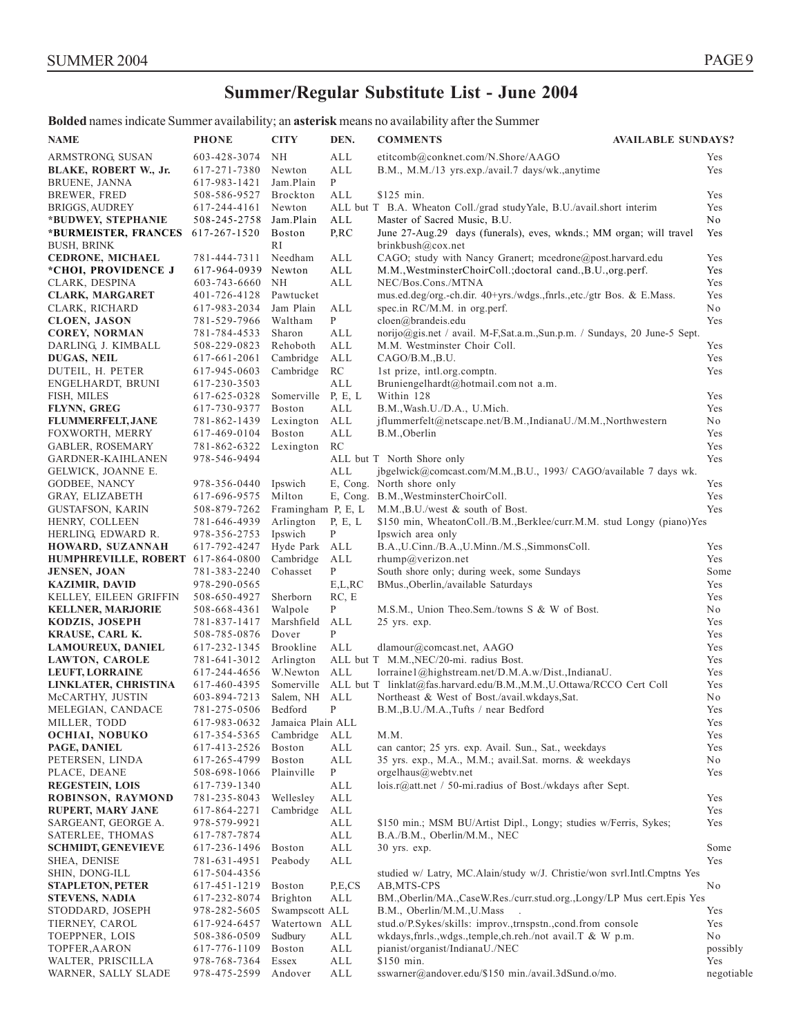# Summer/Regular Substitute List - June 2004

**Bolded** names indicate Summer availability; an **asterisk** means no availability after the Summer

| NAME | PHONE | CITY | DEN. | COMMENTS | AVAILABLE SUNDAYS? |
|---|---|---|---|---|---|
| ARMSTRONG, SUSAN | 603-428-3074 | NH | ALL | etitcomb@conknet.com/N.Shore/AAGO | Yes |
| **BLAKE, ROBERT W., Jr.** | 617-271-7380 | Newton | ALL | B.M., M.M./13 yrs.exp./avail.7 days/wk.,anytime | Yes |
| BRUENE, JANNA | 617-983-1421 | Jam.Plain | P | | |
| BREWER, FRED | 508-586-9527 | Brockton | ALL | $125 min. | Yes |
| BRIGGS, AUDREY | 617-244-4161 | Newton | ALL but T | B.A. Wheaton Coll./grad studyYale, B.U./avail.short interim | Yes |
| ***BUDWEY, STEPHANIE** | 508-245-2758 | Jam.Plain | ALL | Master of Sacred Music, B.U. | No |
| ***BURMEISTER, FRANCES** | 617-267-1520 | Boston | P,RC | June 27-Aug.29 days (funerals), eves, wknds.; MM organ; will travel | Yes |
| BUSH, BRINK | | RI | | brinkbush@cox.net | |
| **CEDRONE, MICHAEL** | 781-444-7311 | Needham | ALL | CAGO; study with Nancy Granert; mcedrone@post.harvard.edu | Yes |
| ***CHOI, PROVIDENCE J** | 617-964-0939 | Newton | ALL | M.M.,WestminsterChoirColl.;doctoral cand.,B.U.,org.perf. | Yes |
| CLARK, DESPINA | 603-743-6660 | NH | ALL | NEC/Bos.Cons./MTNA | Yes |
| **CLARK, MARGARET** | 401-726-4128 | Pawtucket | | mus.ed.deg/org.-ch.dir. 40+yrs./wdgs.,fnrls.,etc./gtr Bos. & E.Mass. | Yes |
| CLARK, RICHARD | 617-983-2034 | Jam Plain | ALL | spec.in RC/M.M. in org.perf. | No |
| **CLOEN, JASON** | 781-529-7966 | Waltham | P | cloen@brandeis.edu | Yes |
| **COREY, NORMAN** | 781-784-4533 | Sharon | ALL | norijo@gis.net / avail. M-F,Sat.a.m.,Sun.p.m. / Sundays, 20 June-5 Sept. | |
| DARLING, J. KIMBALL | 508-229-0823 | Rehoboth | ALL | M.M. Westminster Choir Coll. | Yes |
| **DUGAS, NEIL** | 617-661-2061 | Cambridge | ALL | CAGO/B.M.,B.U. | Yes |
| DUTEIL, H. PETER | 617-945-0603 | Cambridge | RC | 1st prize, intl.org.comptn. | Yes |
| ENGELHARDT, BRUNI | 617-230-3503 | | ALL | Bruniengelhardt@hotmail.com not a.m. | |
| FISH, MILES | 617-625-0328 | Somerville | P, E, L | Within 128 | Yes |
| **FLYNN, GREG** | 617-730-9377 | Boston | ALL | B.M.,Wash.U./D.A., U.Mich. | Yes |
| **FLUMMERFELT, JANE** | 781-862-1439 | Lexington | ALL | jflummerfelt@netscape.net/B.M.,IndianaU./M.M.,Northwestern | No |
| FOXWORTH, MERRY | 617-469-0104 | Boston | ALL | B.M.,Oberlin | Yes |
| GABLER, ROSEMARY | 781-862-6322 | Lexington | RC | | Yes |
| GARDNER-KAIHLANEN | 978-546-9494 | | ALL but T | North Shore only | Yes |
| GELWICK, JOANNE E. | | | ALL | jbgelwick@comcast.com/M.M.,B.U., 1993/ CAGO/available 7 days wk. | |
| GODBEE, NANCY | 978-356-0440 | Ipswich | E, Cong. | North shore only | Yes |
| GRAY, ELIZABETH | 617-696-9575 | Milton | E, Cong. | B.M.,WestminsterChoirColl. | Yes |
| GUSTAFSON, KARIN | 508-879-7262 | Framingham | P, E, L | M.M.,B.U./west & south of Bost. | Yes |
| HENRY, COLLEEN | 781-646-4939 | Arlington | P, E, L | $150 min, WheatonColl./B.M.,Berklee/curr.M.M. stud Longy (piano) | Yes |
| HERLING, EDWARD R. | 978-356-2753 | Ipswich | P | Ipswich area only | |
| **HOWARD, SUZANNAH** | 617-792-4247 | Hyde Park | ALL | B.A.,U.Cinn./B.A.,U.Minn./M.S.,SimmonsColl. | Yes |
| **HUMPHREVILLE, ROBERT** | 617-864-0800 | Cambridge | ALL | rhump@verizon.net | Yes |
| **JENSEN, JOAN** | 781-383-2240 | Cohasset | P | South shore only; during week, some Sundays | Some |
| **KAZIMIR, DAVID** | 978-290-0565 | | E,L,RC | BMus.,Oberlin,/available Saturdays | Yes |
| KELLEY, EILEEN GRIFFIN | 508-650-4927 | Sherborn | RC, E | | Yes |
| **KELLNER, MARJORIE** | 508-668-4361 | Walpole | P | M.S.M., Union Theo.Sem./towns S & W of Bost. | No |
| **KODZIS, JOSEPH** | 781-837-1417 | Marshfield | ALL | 25 yrs. exp. | Yes |
| **KRAUSE, CARL K.** | 508-785-0876 | Dover | P | | Yes |
| **LAMOUREUX, DANIEL** | 617-232-1345 | Brookline | ALL | dlamour@comcast.net, AAGO | Yes |
| **LAWTON, CAROLE** | 781-641-3012 | Arlington | ALL but T | M.M.,NEC/20-mi. radius Bost. | Yes |
| **LEUFT, LORRAINE** | 617-244-4656 | W.Newton | ALL | lorraine1@highstream.net/D.M.A.w/Dist.,IndianaU. | Yes |
| **LINKLATER, CHRISTINA** | 617-460-4395 | Somerville | ALL but T | linklat@fas.harvard.edu/B.M.,M.M.,U.Ottawa/RCCO Cert Coll | Yes |
| McCARTHY, JUSTIN | 603-894-7213 | Salem, NH | ALL | Northeast & West of Bost./avail.wkdays,Sat. | No |
| MELEGIAN, CANDACE | 781-275-0506 | Bedford | P | B.M.,B.U./M.A.,Tufts / near Bedford | Yes |
| MILLER, TODD | 617-983-0632 | Jamaica Plain | ALL | | Yes |
| **OCHIAI, NOBUKO** | 617-354-5365 | Cambridge | ALL | M.M. | Yes |
| **PAGE, DANIEL** | 617-413-2526 | Boston | ALL | can cantor; 25 yrs. exp. Avail. Sun., Sat., weekdays | Yes |
| PETERSEN, LINDA | 617-265-4799 | Boston | ALL | 35 yrs. exp., M.A., M.M.; avail.Sat. morns. & weekdays | No |
| PLACE, DEANE | 508-698-1066 | Plainville | P | orgelhaus@webtv.net | Yes |
| **REGESTEIN, LOIS** | 617-739-1340 | | ALL | lois.r@att.net / 50-mi.radius of Bost./wkdays after Sept. | |
| **ROBINSON, RAYMOND** | 781-235-8043 | Wellesley | ALL | | Yes |
| **RUPERT, MARY JANE** | 617-864-2271 | Cambridge | ALL | | Yes |
| SARGEANT, GEORGE A. | 978-579-9921 | | ALL | $150 min.; MSM BU/Artist Dipl., Longy; studies w/Ferris, Sykes; | Yes |
| SATERLEE, THOMAS | 617-787-7874 | | ALL | B.A./B.M., Oberlin/M.M., NEC | |
| **SCHMIDT, GENEVIEVE** | 617-236-1496 | Boston | ALL | 30 yrs. exp. | Some |
| SHEA, DENISE | 781-631-4951 | Peabody | ALL | | Yes |
| SHIN, DONG-ILL | 617-504-4356 | | | studied w/ Latry, MC.Alain/study w/J. Christie/won svrl.Intl.Cmptns | Yes |
| **STAPLETON, PETER** | 617-451-1219 | Boston | P,E,CS | AB,MTS-CPS | No |
| **STEVENS, NADIA** | 617-232-8074 | Brighton | ALL | BM.,Oberlin/MA.,CaseW.Res./curr.stud.org.,Longy/LP Mus cert.Epis | Yes |
| STODDARD, JOSEPH | 978-282-5605 | Swampscott | ALL | B.M., Oberlin/M.M.,U.Mass . | Yes |
| TIERNEY, CAROL | 617-924-6457 | Watertown | ALL | stud.o/P.Sykes/skills: improv.,trnspstn.,cond.from console | Yes |
| TOEPPNER, LOIS | 508-386-0509 | Sudbury | ALL | wkdays,fnrls.,wdgs.,temple,ch.reh./not avail.T & W p.m. | No |
| TOPFER,AARON | 617-776-1109 | Boston | ALL | pianist/organist/IndianaU./NEC | possibly |
| WALTER, PRISCILLA | 978-768-7364 | Essex | ALL | $150 min. | Yes |
| WARNER, SALLY SLADE | 978-475-2599 | Andover | ALL | sswarner@andover.edu/$150 min./avail.3dSund.o/mo. | negotiable |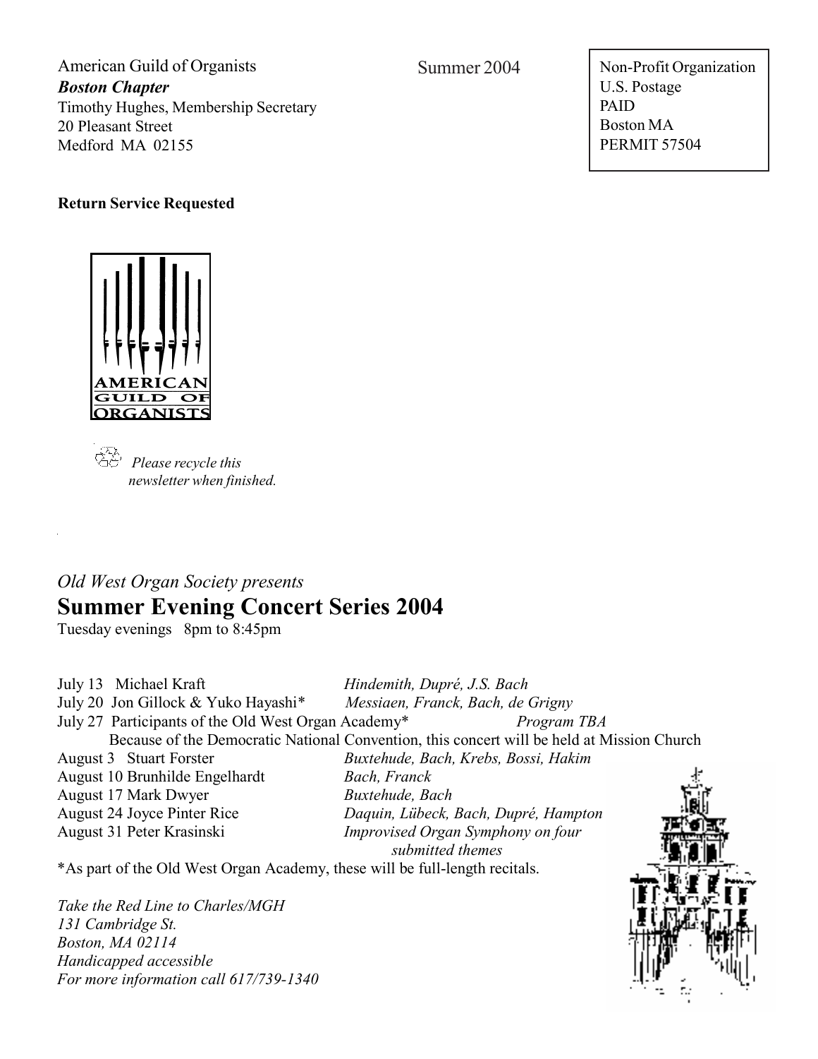American Guild of Organists
***Boston Chapter***
Timothy Hughes, Membership Secretary
20 Pleasant Street
Medford MA 02155

Summer 2004

Non-Profit Organization
U.S. Postage
PAID
Boston MA
PERMIT 57504

**Return Service Requested**

AMERICAN GUILD OF ORGANISTS

*Please recycle this newsletter when finished.*

*Old West Organ Society presents*

# Summer Evening Concert Series 2004

Tuesday evenings 8pm to 8:45pm

| | | |
|---|---|---|
| July 13 | Michael Kraft | *Hindemith, Dupré, J.S. Bach* |
| July 20 | Jon Gillock & Yuko Hayashi* | *Messiaen, Franck, Bach, de Grigny* |
| July 27 | Participants of the Old West Organ Academy* | *Program TBA* |
| | Because of the Democratic National Convention, this concert will be held at Mission Church | |
| August 3 | Stuart Forster | *Buxtehude, Bach, Krebs, Bossi, Hakim* |
| August 10 | Brunhilde Engelhardt | *Bach, Franck* |
| August 17 | Mark Dwyer | *Buxtehude, Bach* |
| August 24 | Joyce Pinter Rice | *Daquin, Lübeck, Bach, Dupré, Hampton* |
| August 31 | Peter Krasinski | *Improvised Organ Symphony on four submitted themes* |

*As part of the Old West Organ Academy, these will be full-length recitals.

*Take the Red Line to Charles/MGH*
*131 Cambridge St.*
*Boston, MA 02114*
*Handicapped accessible*
*For more information call 617/739-1340*